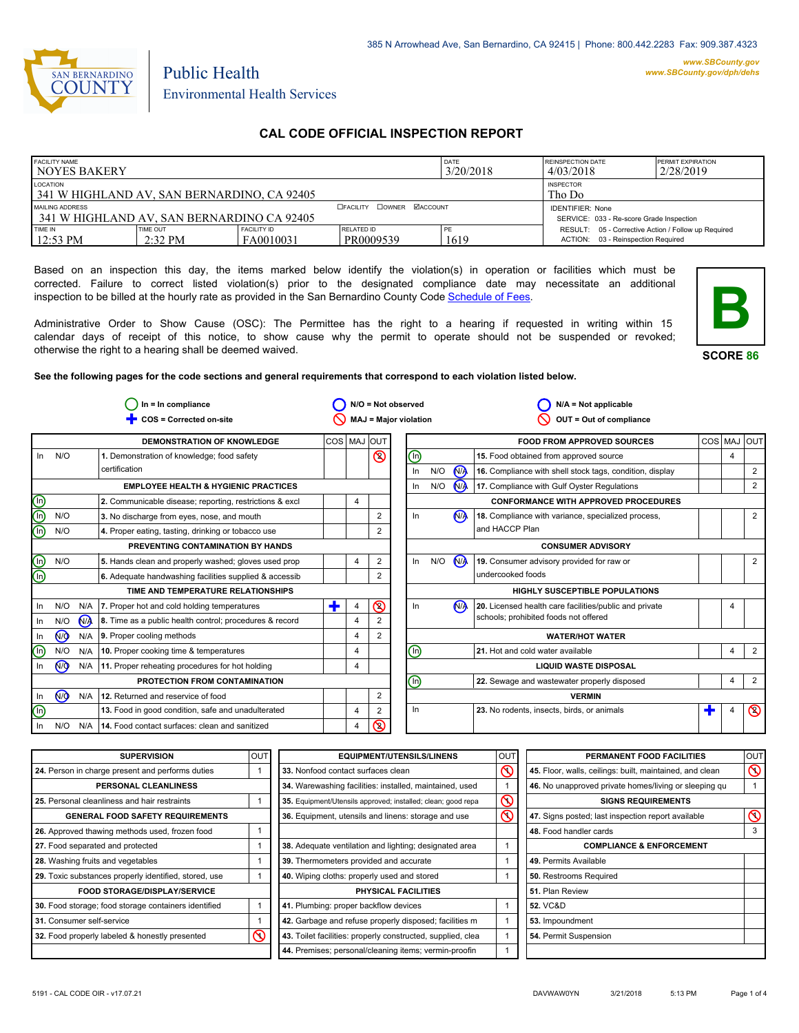385 N Arrowhead Ave, San Bernardino, CA 92415 | Phone: 800.442.2283 Fax: 909.387.4323

www.SBCounty.gov
www.SBCounty.gov/dph/dehs

SAN BERNARDINO COUNTY

Public Health
Environmental Health Services

# CAL CODE OFFICIAL INSPECTION REPORT

| FACILITY NAME | | | | DATE | REINSPECTION DATE | PERMIT EXPIRATION |
|---|---|---|---|---|---|---|
| NOYES BAKERY | | | | 3/20/2018 | 4/03/2018 | 2/28/2019 |
| LOCATION | | | | | INSPECTOR | |
| 341 W HIGHLAND AV, SAN BERNARDINO, CA 92405 | | | | | Tho Do | |
| MAILING ADDRESS | | | ☐FACILITY ☐OWNER ☑ACCOUNT | | IDENTIFIER: None | |
| 341 W HIGHLAND AV, SAN BERNARDINO CA 92405 | | | | | SERVICE: 033 - Re-score Grade Inspection | |
| TIME IN | TIME OUT | FACILITY ID | RELATED ID | PE | RESULT: 05 - Corrective Action / Follow up Required | |
| 12:53 PM | 2:32 PM | FA0010031 | PR0009539 | 1619 | ACTION: 03 - Reinspection Required | |

Based on an inspection this day, the items marked below identify the violation(s) in operation or facilities which must be corrected. Failure to correct listed violation(s) prior to the designated compliance date may necessitate an additional inspection to be billed at the hourly rate as provided in the San Bernardino County Code Schedule of Fees.

Administrative Order to Show Cause (OSC): The Permittee has the right to a hearing if requested in writing within 15 calendar days of receipt of this notice, to show cause why the permit to operate should not be suspended or revoked; otherwise the right to a hearing shall be deemed waived.

**B**

**SCORE 86**

**See the following pages for the code sections and general requirements that correspond to each violation listed below.**

In = In compliance | N/O = Not observed | N/A = Not applicable | COS = Corrected on-site | MAJ = Major violation | OUT = Out of compliance

| | | | DEMONSTRATION OF KNOWLEDGE | COS | MAJ | OUT |
|---|---|---|---|---|---|---|
| In | N/O | | 1. Demonstration of knowledge; food safety certification | | | ⊘2 |
| | | | **EMPLOYEE HEALTH & HYGIENIC PRACTICES** | | | |
| (In) | | | 2. Communicable disease; reporting, restrictions & excl | | 4 | |
| (In) | N/O | | 3. No discharge from eyes, nose, and mouth | | | 2 |
| (In) | N/O | | 4. Proper eating, tasting, drinking or tobacco use | | | 2 |
| | | | **PREVENTING CONTAMINATION BY HANDS** | | | |
| (In) | N/O | | 5. Hands clean and properly washed; gloves used prop | | 4 | 2 |
| (In) | | | 6. Adequate handwashing facilities supplied & accessib | | | 2 |
| | | | **TIME AND TEMPERATURE RELATIONSHIPS** | | | |
| In | N/O | N/A | 7. Proper hot and cold holding temperatures | ✚ | 4 | ⊘2 |
| In | N/O | (N/A) | 8. Time as a public health control; procedures & record | | 4 | 2 |
| In | (N/O) | N/A | 9. Proper cooling methods | | 4 | 2 |
| (In) | N/O | N/A | 10. Proper cooking time & temperatures | | 4 | |
| In | (N/O) | N/A | 11. Proper reheating procedures for hot holding | | 4 | |
| | | | **PROTECTION FROM CONTAMINATION** | | | |
| In | (N/O) | N/A | 12. Returned and reservice of food | | | 2 |
| (In) | | | 13. Food in good condition, safe and unadulterated | | 4 | 2 |
| In | N/O | N/A | 14. Food contact surfaces: clean and sanitized | | 4 | ⊘2 |

| | | | FOOD FROM APPROVED SOURCES | COS | MAJ | OUT |
|---|---|---|---|---|---|---|
| (In) | | | 15. Food obtained from approved source | | 4 | |
| In | N/O | (N/A) | 16. Compliance with shell stock tags, condition, display | | | 2 |
| In | N/O | (N/A) | 17. Compliance with Gulf Oyster Regulations | | | 2 |
| | | | **CONFORMANCE WITH APPROVED PROCEDURES** | | | |
| In | | (N/A) | 18. Compliance with variance, specialized process, and HACCP Plan | | | 2 |
| | | | **CONSUMER ADVISORY** | | | |
| In | N/O | (N/A) | 19. Consumer advisory provided for raw or undercooked foods | | | 2 |
| | | | **HIGHLY SUSCEPTIBLE POPULATIONS** | | | |
| In | | (N/A) | 20. Licensed health care facilities/public and private schools; prohibited foods not offered | | 4 | |
| | | | **WATER/HOT WATER** | | | |
| (In) | | | 21. Hot and cold water available | | 4 | 2 |
| | | | **LIQUID WASTE DISPOSAL** | | | |
| (In) | | | 22. Sewage and wastewater properly disposed | | 4 | 2 |
| | | | **VERMIN** | | | |
| In | | | 23. No rodents, insects, birds, or animals | ✚ | 4 | ⊘2 |

| SUPERVISION | OUT |
|---|---|
| 24. Person in charge present and performs duties | 1 |
| **PERSONAL CLEANLINESS** | |
| 25. Personal cleanliness and hair restraints | 1 |
| **GENERAL FOOD SAFETY REQUIREMENTS** | |
| 26. Approved thawing methods used, frozen food | 1 |
| 27. Food separated and protected | 1 |
| 28. Washing fruits and vegetables | 1 |
| 29. Toxic substances properly identified, stored, use | 1 |
| **FOOD STORAGE/DISPLAY/SERVICE** | |
| 30. Food storage; food storage containers identified | 1 |
| 31. Consumer self-service | 1 |
| 32. Food properly labeled & honestly presented | ⊘1 |

| EQUIPMENT/UTENSILS/LINENS | OUT |
|---|---|
| 33. Nonfood contact surfaces clean | ⊘1 |
| 34. Warewashing facilities: installed, maintained, used | 1 |
| 35. Equipment/Utensils approved; installed; clean; good repa | ⊘1 |
| 36. Equipment, utensils and linens: storage and use | ⊘1 |
| 38. Adequate ventilation and lighting; designated area | 1 |
| 39. Thermometers provided and accurate | 1 |
| 40. Wiping cloths: properly used and stored | 1 |
| **PHYSICAL FACILITIES** | |
| 41. Plumbing: proper backflow devices | 1 |
| 42. Garbage and refuse properly disposed; facilities m | 1 |
| 43. Toilet facilities: properly constructed, supplied, clea | 1 |
| 44. Premises; personal/cleaning items; vermin-proofin | 1 |

| PERMANENT FOOD FACILITIES | OUT |
|---|---|
| 45. Floor, walls, ceilings: built, maintained, and clean | ⊘1 |
| 46. No unapproved private homes/living or sleeping qu | 1 |
| **SIGNS REQUIREMENTS** | |
| 47. Signs posted; last inspection report available | ⊘1 |
| 48. Food handler cards | 3 |
| **COMPLIANCE & ENFORCEMENT** | |
| 49. Permits Available | |
| 50. Restrooms Required | |
| 51. Plan Review | |
| 52. VC&D | |
| 53. Impoundment | |
| 54. Permit Suspension | |

5191 - CAL CODE OIR - v17.07.21 DAVWAW0YN 3/21/2018 5:13 PM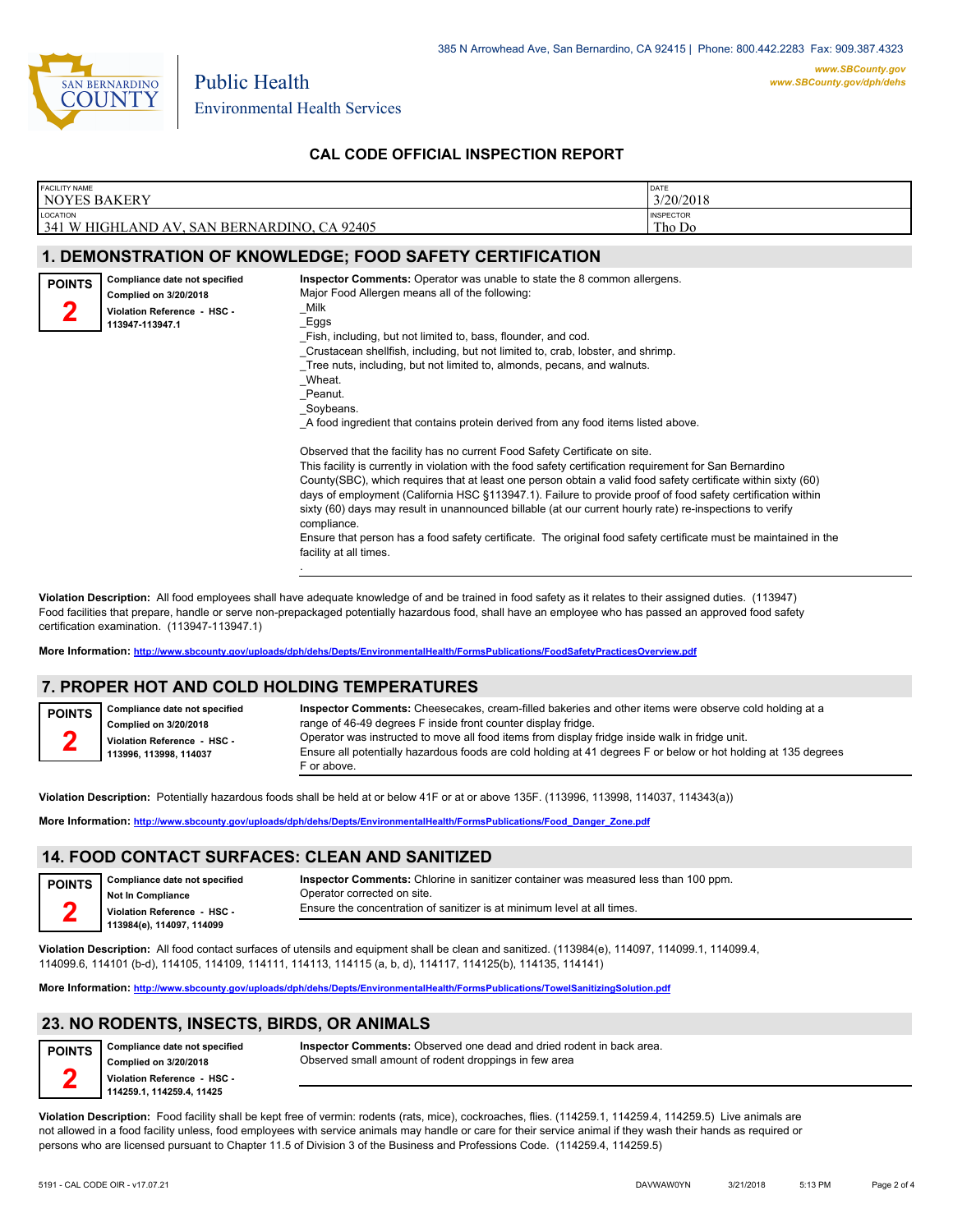385 N Arrowhead Ave, San Bernardino, CA 92415 | Phone: 800.442.2283 Fax: 909.387.4323

www.SBCounty.gov
www.SBCounty.gov/dph/dehs

SAN BERNARDINO COUNTY

Public Health
Environmental Health Services

## CAL CODE OFFICIAL INSPECTION REPORT

| FACILITY NAME | DATE |
|---|---|
| NOYES BAKERY | 3/20/2018 |
| LOCATION | INSPECTOR |
| 341 W HIGHLAND AV, SAN BERNARDINO, CA 92405 | Tho Do |

## 1. DEMONSTRATION OF KNOWLEDGE; FOOD SAFETY CERTIFICATION

**POINTS 2**

**Compliance date not specified**
**Complied on 3/20/2018**
**Violation Reference - HSC - 113947-113947.1**

**Inspector Comments:** Operator was unable to state the 8 common allergens.
Major Food Allergen means all of the following:
_Milk
_Eggs
_Fish, including, but not limited to, bass, flounder, and cod.
_Crustacean shellfish, including, but not limited to, crab, lobster, and shrimp.
_Tree nuts, including, but not limited to, almonds, pecans, and walnuts.
_Wheat.
_Peanut.
_Soybeans.
_A food ingredient that contains protein derived from any food items listed above.

Observed that the facility has no current Food Safety Certificate on site.
This facility is currently in violation with the food safety certification requirement for San Bernardino County(SBC), which requires that at least one person obtain a valid food safety certificate within sixty (60) days of employment (California HSC §113947.1). Failure to provide proof of food safety certification within sixty (60) days may result in unannounced billable (at our current hourly rate) re-inspections to verify compliance.
Ensure that person has a food safety certificate. The original food safety certificate must be maintained in the facility at all times.
.

**Violation Description:** All food employees shall have adequate knowledge of and be trained in food safety as it relates to their assigned duties. (113947) Food facilities that prepare, handle or serve non-prepackaged potentially hazardous food, shall have an employee who has passed an approved food safety certification examination. (113947-113947.1)

**More Information:** http://www.sbcounty.gov/uploads/dph/dehs/Depts/EnvironmentalHealth/FormsPublications/FoodSafetyPracticesOverview.pdf

## 7. PROPER HOT AND COLD HOLDING TEMPERATURES

**POINTS 2**

**Compliance date not specified**
**Complied on 3/20/2018**
**Violation Reference - HSC - 113996, 113998, 114037**

**Inspector Comments:** Cheesecakes, cream-filled bakeries and other items were observe cold holding at a range of 46-49 degrees F inside front counter display fridge.
Operator was instructed to move all food items from display fridge inside walk in fridge unit.
Ensure all potentially hazardous foods are cold holding at 41 degrees F or below or hot holding at 135 degrees F or above.

**Violation Description:** Potentially hazardous foods shall be held at or below 41F or at or above 135F. (113996, 113998, 114037, 114343(a))

**More Information:** http://www.sbcounty.gov/uploads/dph/dehs/Depts/EnvironmentalHealth/FormsPublications/Food_Danger_Zone.pdf

## 14. FOOD CONTACT SURFACES: CLEAN AND SANITIZED

**POINTS 2**

**Compliance date not specified**
**Not In Compliance**
**Violation Reference - HSC - 113984(e), 114097, 114099**

**Inspector Comments:** Chlorine in sanitizer container was measured less than 100 ppm.
Operator corrected on site.
Ensure the concentration of sanitizer is at minimum level at all times.

**Violation Description:** All food contact surfaces of utensils and equipment shall be clean and sanitized. (113984(e), 114097, 114099.1, 114099.4, 114099.6, 114101 (b-d), 114105, 114109, 114111, 114113, 114115 (a, b, d), 114117, 114125(b), 114135, 114141)

**More Information:** http://www.sbcounty.gov/uploads/dph/dehs/Depts/EnvironmentalHealth/FormsPublications/TowelSanitizingSolution.pdf

## 23. NO RODENTS, INSECTS, BIRDS, OR ANIMALS

**POINTS 2**

**Compliance date not specified**
**Complied on 3/20/2018**
**Violation Reference - HSC - 114259.1, 114259.4, 11425**

**Inspector Comments:** Observed one dead and dried rodent in back area.
Observed small amount of rodent droppings in few area

**Violation Description:** Food facility shall be kept free of vermin: rodents (rats, mice), cockroaches, flies. (114259.1, 114259.4, 114259.5) Live animals are not allowed in a food facility unless, food employees with service animals may handle or care for their service animal if they wash their hands as required or persons who are licensed pursuant to Chapter 11.5 of Division 3 of the Business and Professions Code. (114259.4, 114259.5)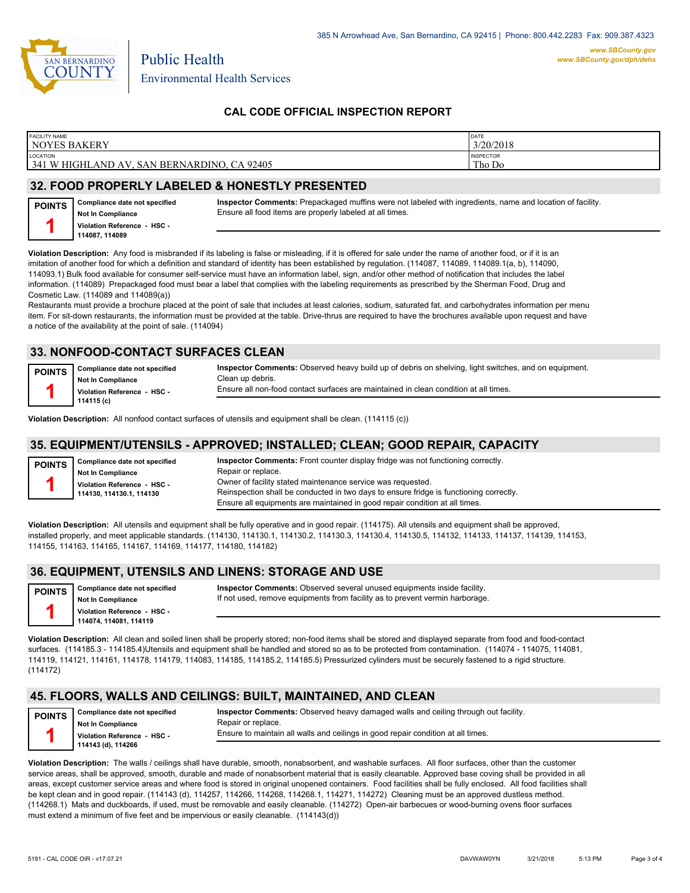385 N Arrowhead Ave, San Bernardino, CA 92415 | Phone: 800.442.2283 Fax: 909.387.4323

www.SBCounty.gov
www.SBCounty.gov/dph/dehs

SAN BERNARDINO COUNTY

Public Health
Environmental Health Services

## CAL CODE OFFICIAL INSPECTION REPORT

| FACILITY NAME | DATE |
|---|---|
| NOYES BAKERY | 3/20/2018 |
| **LOCATION** | **INSPECTOR** |
| 341 W HIGHLAND AV, SAN BERNARDINO, CA 92405 | Tho Do |

## 32. FOOD PROPERLY LABELED & HONESTLY PRESENTED

**POINTS** 1

**Compliance date not specified**
**Not In Compliance**
**Violation Reference - HSC - 114087, 114089**

**Inspector Comments:** Prepackaged muffins were not labeled with ingredients, name and location of facility. Ensure all food items are properly labeled at all times.

**Violation Description:** Any food is misbranded if its labeling is false or misleading, if it is offered for sale under the name of another food, or if it is an imitation of another food for which a definition and standard of identity has been established by regulation. (114087, 114089, 114089.1(a, b), 114090, 114093.1) Bulk food available for consumer self-service must have an information label, sign, and/or other method of notification that includes the label information. (114089) Prepackaged food must bear a label that complies with the labeling requirements as prescribed by the Sherman Food, Drug and Cosmetic Law. (114089 and 114089(a))
Restaurants must provide a brochure placed at the point of sale that includes at least calories, sodium, saturated fat, and carbohydrates information per menu item. For sit-down restaurants, the information must be provided at the table. Drive-thrus are required to have the brochures available upon request and have a notice of the availability at the point of sale. (114094)

## 33. NONFOOD-CONTACT SURFACES CLEAN

**POINTS** 1

**Compliance date not specified**
**Not In Compliance**
**Violation Reference - HSC - 114115 (c)**

**Inspector Comments:** Observed heavy build up of debris on shelving, light switches, and on equipment.
Clean up debris.
Ensure all non-food contact surfaces are maintained in clean condition at all times.

**Violation Description:** All nonfood contact surfaces of utensils and equipment shall be clean. (114115 (c))

## 35. EQUIPMENT/UTENSILS - APPROVED; INSTALLED; CLEAN; GOOD REPAIR, CAPACITY

**POINTS** 1

**Compliance date not specified**
**Not In Compliance**
**Violation Reference - HSC - 114130, 114130.1, 114130**

**Inspector Comments:** Front counter display fridge was not functioning correctly.
Repair or replace.
Owner of facility stated maintenance service was requested.
Reinspection shall be conducted in two days to ensure fridge is functioning correctly.
Ensure all equipments are maintained in good repair condition at all times.

**Violation Description:** All utensils and equipment shall be fully operative and in good repair. (114175). All utensils and equipment shall be approved, installed properly, and meet applicable standards. (114130, 114130.1, 114130.2, 114130.3, 114130.4, 114130.5, 114132, 114133, 114137, 114139, 114153, 114155, 114163, 114165, 114167, 114169, 114177, 114180, 114182)

## 36. EQUIPMENT, UTENSILS AND LINENS: STORAGE AND USE

**POINTS** 1

**Compliance date not specified**
**Not In Compliance**
**Violation Reference - HSC - 114074, 114081, 114119**

**Inspector Comments:** Observed several unused equipments inside facility.
If not used, remove equipments from facility as to prevent vermin harborage.

**Violation Description:** All clean and soiled linen shall be properly stored; non-food items shall be stored and displayed separate from food and food-contact surfaces. (114185.3 - 114185.4)Utensils and equipment shall be handled and stored so as to be protected from contamination. (114074 - 114075, 114081, 114119, 114121, 114161, 114178, 114179, 114083, 114185, 114185.2, 114185.5) Pressurized cylinders must be securely fastened to a rigid structure. (114172)

## 45. FLOORS, WALLS AND CEILINGS: BUILT, MAINTAINED, AND CLEAN

**POINTS** 1

**Compliance date not specified**
**Not In Compliance**
**Violation Reference - HSC - 114143 (d), 114266**

**Inspector Comments:** Observed heavy damaged walls and ceiling through out facility.
Repair or replace.
Ensure to maintain all walls and ceilings in good repair condition at all times.

**Violation Description:** The walls / ceilings shall have durable, smooth, nonabsorbent, and washable surfaces. All floor surfaces, other than the customer service areas, shall be approved, smooth, durable and made of nonabsorbent material that is easily cleanable. Approved base coving shall be provided in all areas, except customer service areas and where food is stored in original unopened containers. Food facilities shall be fully enclosed. All food facilities shall be kept clean and in good repair. (114143 (d), 114257, 114266, 114268, 114268.1, 114271, 114272) Cleaning must be an approved dustless method. (114268.1) Mats and duckboards, if used, must be removable and easily cleanable. (114272) Open-air barbecues or wood-burning ovens floor surfaces must extend a minimum of five feet and be impervious or easily cleanable. (114143(d))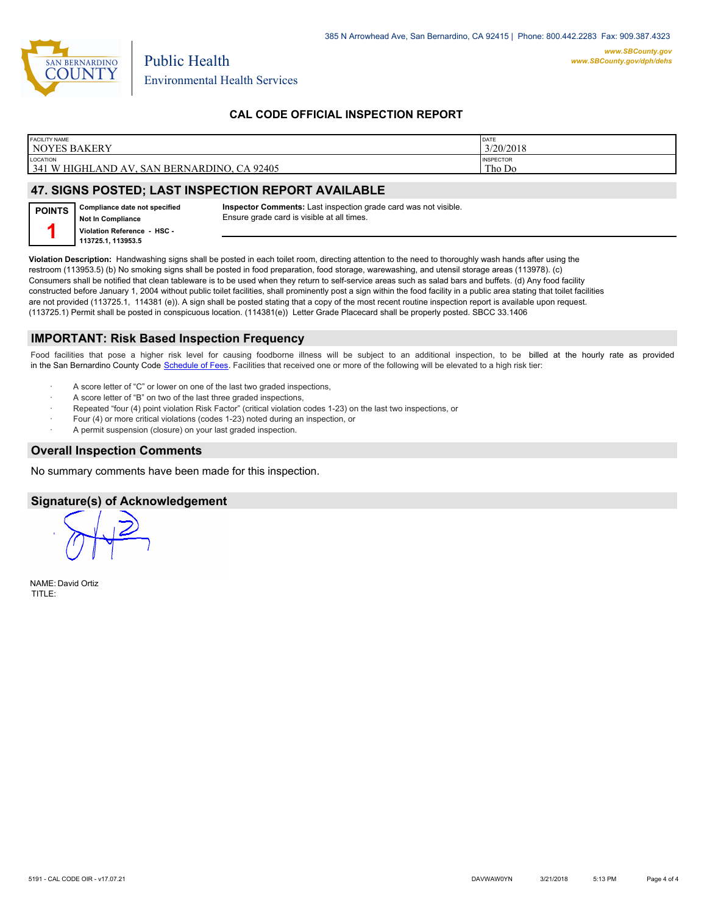385 N Arrowhead Ave, San Bernardino, CA 92415 | Phone: 800.442.2283 Fax: 909.387.4323

www.SBCounty.gov
www.SBCounty.gov/dph/dehs

Public Health
Environmental Health Services

## CAL CODE OFFICIAL INSPECTION REPORT

| FACILITY NAME | DATE |
|---|---|
| NOYES BAKERY | 3/20/2018 |
| **LOCATION** | **INSPECTOR** |
| 341 W HIGHLAND AV, SAN BERNARDINO, CA 92405 | Tho Do |

## 47. SIGNS POSTED; LAST INSPECTION REPORT AVAILABLE

**POINTS** **1**

**Compliance date not specified**
**Not In Compliance**
**Violation Reference - HSC - 113725.1, 113953.5**

**Inspector Comments:** Last inspection grade card was not visible. Ensure grade card is visible at all times.

**Violation Description:** Handwashing signs shall be posted in each toilet room, directing attention to the need to thoroughly wash hands after using the restroom (113953.5) (b) No smoking signs shall be posted in food preparation, food storage, warewashing, and utensil storage areas (113978). (c) Consumers shall be notified that clean tableware is to be used when they return to self-service areas such as salad bars and buffets. (d) Any food facility constructed before January 1, 2004 without public toilet facilities, shall prominently post a sign within the food facility in a public area stating that toilet facilities are not provided (113725.1, 114381 (e)). A sign shall be posted stating that a copy of the most recent routine inspection report is available upon request. (113725.1) Permit shall be posted in conspicuous location. (114381(e)) Letter Grade Placecard shall be properly posted. SBCC 33.1406

## IMPORTANT: Risk Based Inspection Frequency

Food facilities that pose a higher risk level for causing foodborne illness will be subject to an additional inspection, to be billed at the hourly rate as provided in the San Bernardino County Code Schedule of Fees. Facilities that received one or more of the following will be elevated to a high risk tier:

- A score letter of "C" or lower on one of the last two graded inspections,
- A score letter of "B" on two of the last three graded inspections,
- Repeated "four (4) point violation Risk Factor" (critical violation codes 1-23) on the last two inspections, or
- Four (4) or more critical violations (codes 1-23) noted during an inspection, or
- A permit suspension (closure) on your last graded inspection.

## Overall Inspection Comments

No summary comments have been made for this inspection.

## Signature(s) of Acknowledgement

NAME: David Ortiz
TITLE:

5191 - CAL CODE OIR - v17.07.21 DAVWAW0YN 3/21/2018 5:13 PM